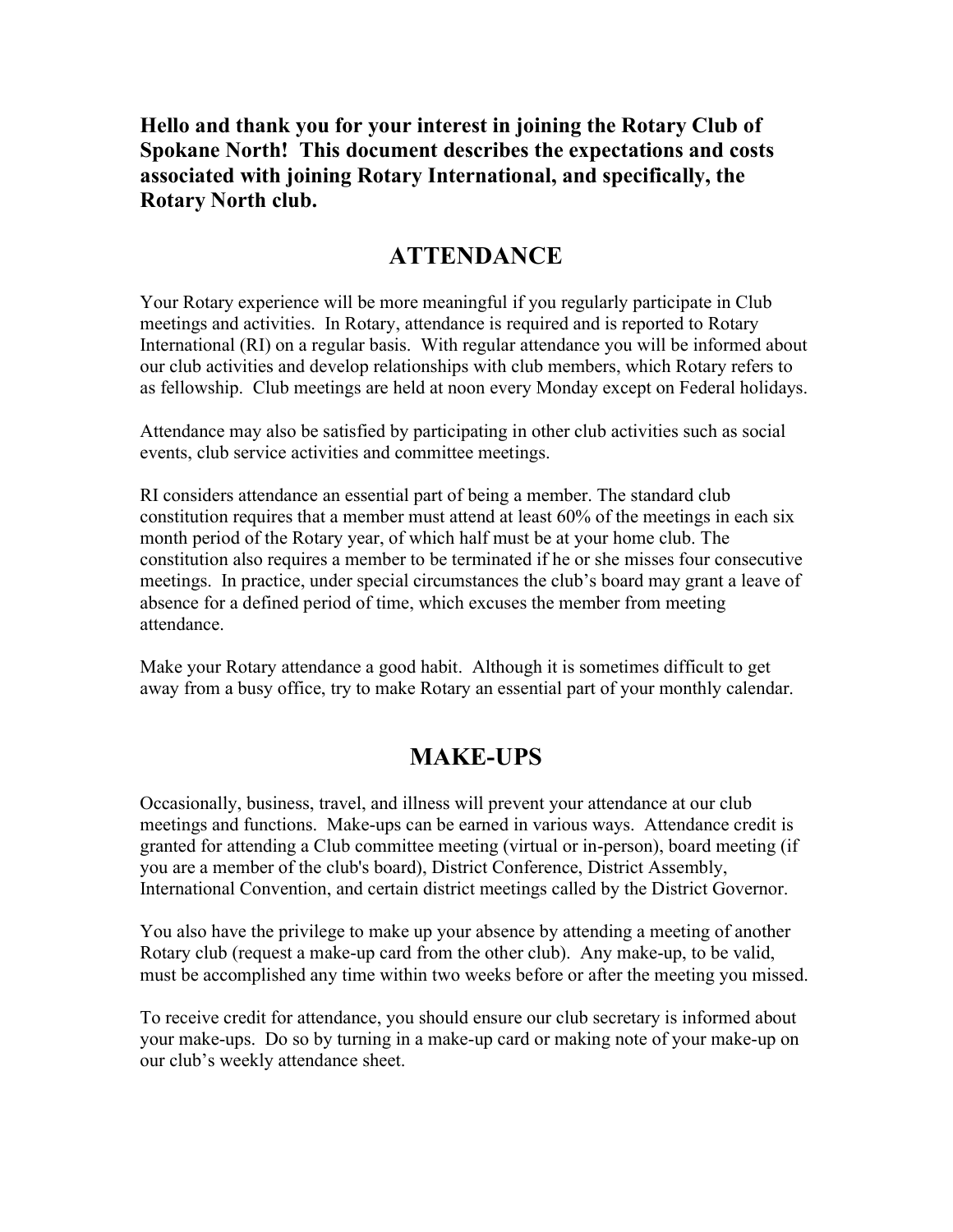**Hello and thank you for your interest in joining the Rotary Club of Spokane North! This document describes the expectations and costs associated with joining Rotary International, and specifically, the Rotary North club.**

## ATTENDANCE

Your Rotary experience will be more meaningful if you regularly participate in Club meetings and activities. In Rotary, attendance is required and is reported to Rotary International (RI) on a regular basis. With regular attendance you will be informed about our club activities and develop relationships with club members, which Rotary refers to as fellowship. Club meetings are held at noon every Monday except on Federal holidays.

Attendance may also be satisfied by participating in other club activities such as social events, club service activities and committee meetings.

RI considers attendance an essential part of being a member. The standard club constitution requires that a member must attend at least 60% of the meetings in each six month period of the Rotary year, of which half must be at your home club. The constitution also requires a member to be terminated if he or she misses four consecutive meetings. In practice, under special circumstances the club's board may grant a leave of absence for a defined period of time, which excuses the member from meeting attendance.

Make your Rotary attendance a good habit. Although it is sometimes difficult to get away from a busy office, try to make Rotary an essential part of your monthly calendar.

## MAKE-UPS

Occasionally, business, travel, and illness will prevent your attendance at our club meetings and functions. Make-ups can be earned in various ways. Attendance credit is granted for attending a Club committee meeting (virtual or in-person), board meeting (if you are a member of the club's board), District Conference, District Assembly, International Convention, and certain district meetings called by the District Governor.

You also have the privilege to make up your absence by attending a meeting of another Rotary club (request a make-up card from the other club). Any make-up, to be valid, must be accomplished any time within two weeks before or after the meeting you missed.

To receive credit for attendance, you should ensure our club secretary is informed about your make-ups. Do so by turning in a make-up card or making note of your make-up on our club's weekly attendance sheet.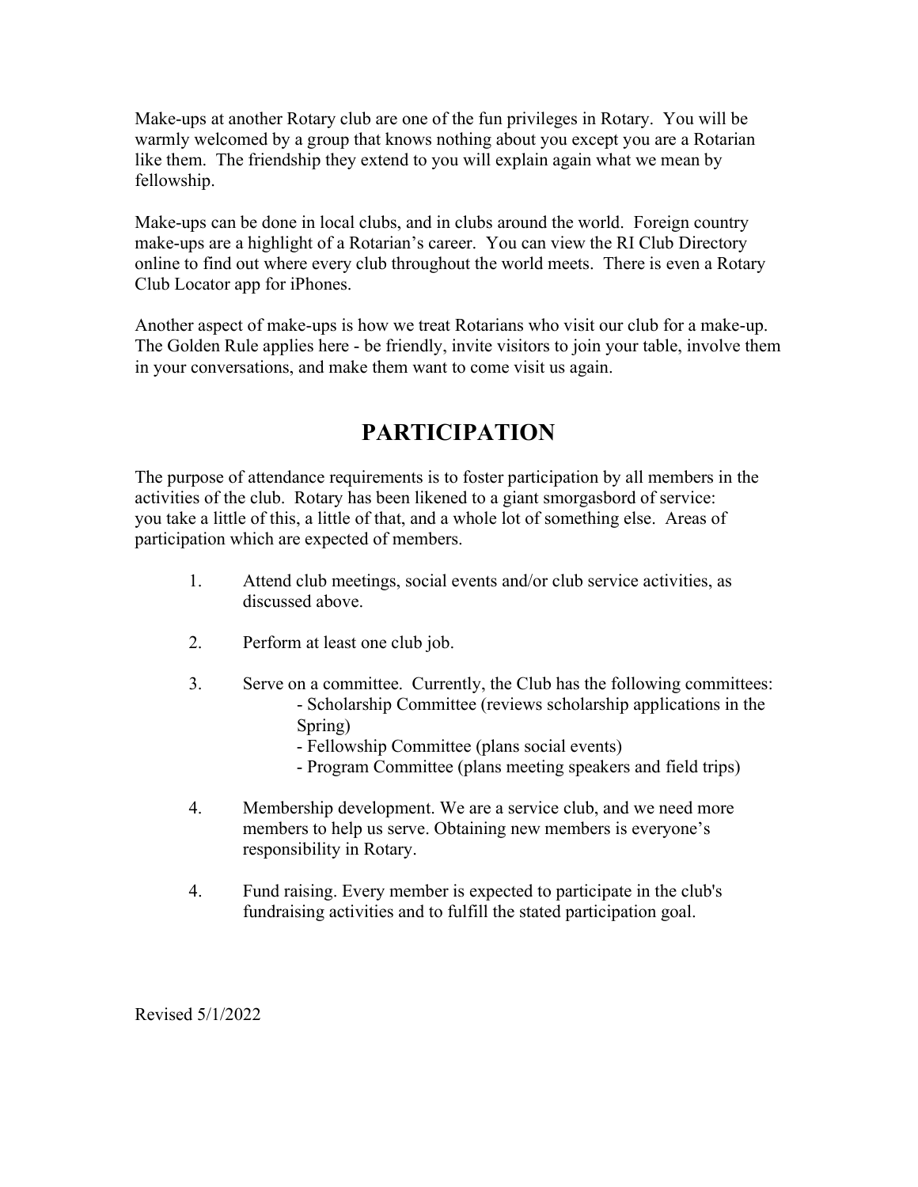Make-ups at another Rotary club are one of the fun privileges in Rotary. You will be warmly welcomed by a group that knows nothing about you except you are a Rotarian like them. The friendship they extend to you will explain again what we mean by fellowship.

Make-ups can be done in local clubs, and in clubs around the world. Foreign country make-ups are a highlight of a Rotarian's career. You can view the RI Club Directory online to find out where every club throughout the world meets. There is even a Rotary Club Locator app for iPhones.

Another aspect of make-ups is how we treat Rotarians who visit our club for a make-up. The Golden Rule applies here - be friendly, invite visitors to join your table, involve them in your conversations, and make them want to come visit us again.

# PARTICIPATION

The purpose of attendance requirements is to foster participation by all members in the activities of the club. Rotary has been likened to a giant smorgasbord of service: you take a little of this, a little of that, and a whole lot of something else. Areas of participation which are expected of members.

1. Attend club meetings, social events and/or club service activities, as discussed above.

2. Perform at least one club job.

3. Serve on a committee. Currently, the Club has the following committees:
   - Scholarship Committee (reviews scholarship applications in the Spring)
   - Fellowship Committee (plans social events)
   - Program Committee (plans meeting speakers and field trips)

4. Membership development. We are a service club, and we need more members to help us serve. Obtaining new members is everyone's responsibility in Rotary.

4. Fund raising. Every member is expected to participate in the club's fundraising activities and to fulfill the stated participation goal.

Revised 5/1/2022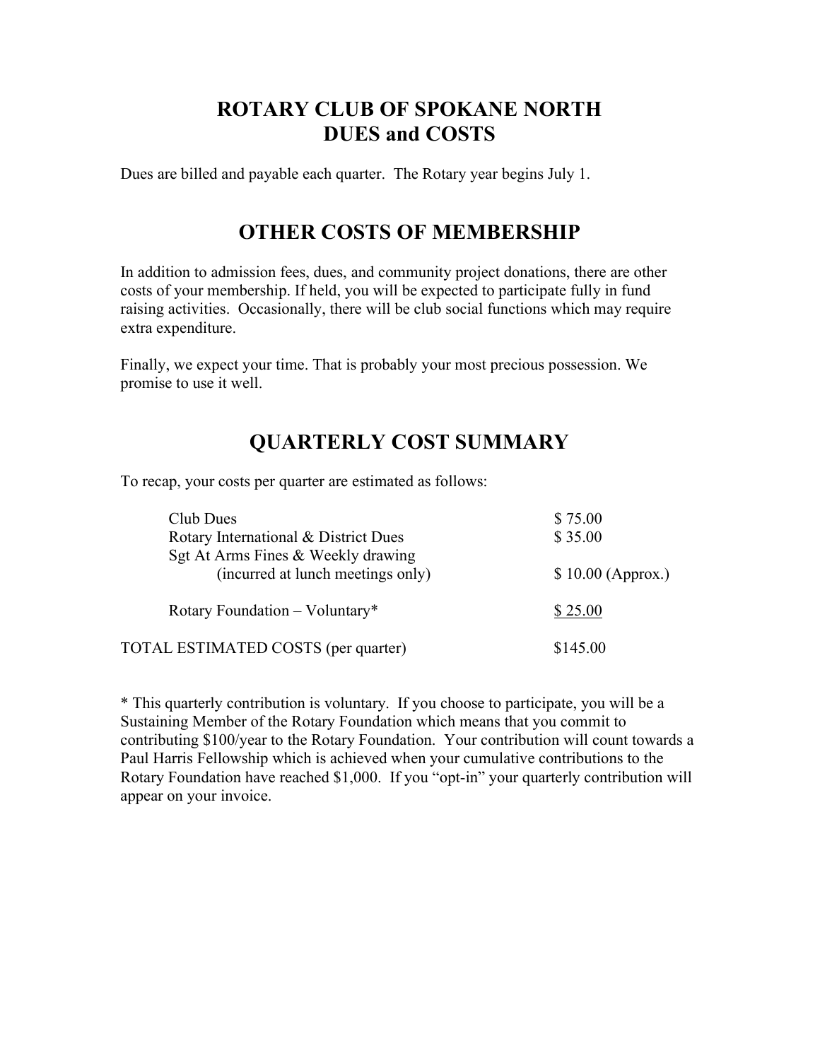# ROTARY CLUB OF SPOKANE NORTH
# DUES and COSTS

Dues are billed and payable each quarter. The Rotary year begins July 1.

## OTHER COSTS OF MEMBERSHIP

In addition to admission fees, dues, and community project donations, there are other costs of your membership. If held, you will be expected to participate fully in fund raising activities. Occasionally, there will be club social functions which may require extra expenditure.

Finally, we expect your time. That is probably your most precious possession. We promise to use it well.

## QUARTERLY COST SUMMARY

To recap, your costs per quarter are estimated as follows:

| | |
|---|---|
| Club Dues | $ 75.00 |
| Rotary International & District Dues | $ 35.00 |
| Sgt At Arms Fines & Weekly drawing (incurred at lunch meetings only) | $ 10.00 (Approx.) |
| Rotary Foundation – Voluntary* | $ 25.00 |
| TOTAL ESTIMATED COSTS (per quarter) | $145.00 |

* This quarterly contribution is voluntary. If you choose to participate, you will be a Sustaining Member of the Rotary Foundation which means that you commit to contributing $100/year to the Rotary Foundation. Your contribution will count towards a Paul Harris Fellowship which is achieved when your cumulative contributions to the Rotary Foundation have reached $1,000. If you "opt-in" your quarterly contribution will appear on your invoice.